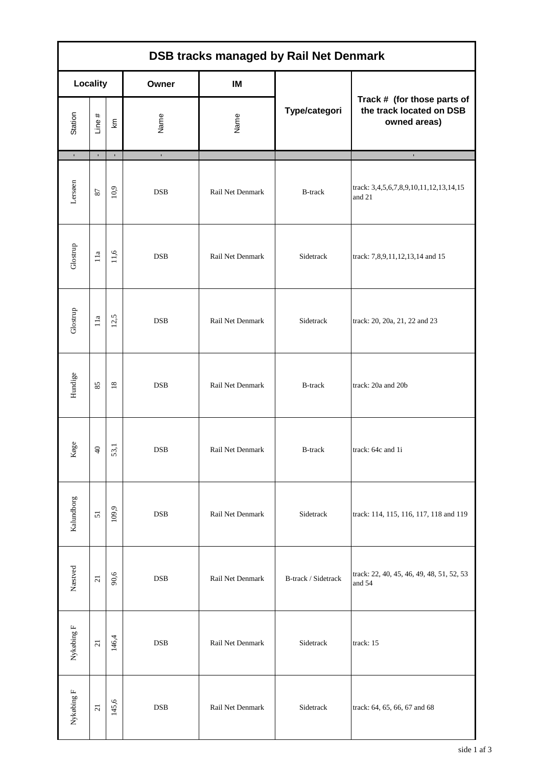# DSB tracks managed by Rail Net Denmark

| Locality | | | Owner | IM | Type/categori | Track # (for those parts of the track located on DSB owned areas) |
|---|---|---|---|---|---|---|
| Station | Line # | km | Name | Name | | |
| Lersøen | 87 | 10,9 | DSB | Rail Net Denmark | B-track | track: 3,4,5,6,7,8,9,10,11,12,13,14,15 and 21 |
| Glostrup | 11a | 11,6 | DSB | Rail Net Denmark | Sidetrack | track: 7,8,9,11,12,13,14 and 15 |
| Glostrup | 11a | 12,5 | DSB | Rail Net Denmark | Sidetrack | track: 20, 20a, 21, 22 and 23 |
| Hundige | 85 | 18 | DSB | Rail Net Denmark | B-track | track: 20a and 20b |
| Køge | 40 | 53,1 | DSB | Rail Net Denmark | B-track | track: 64c and 1i |
| Kalundborg | 51 | 109,9 | DSB | Rail Net Denmark | Sidetrack | track: 114, 115, 116, 117, 118 and 119 |
| Næstved | 21 | 90,6 | DSB | Rail Net Denmark | B-track / Sidetrack | track: 22, 40, 45, 46, 49, 48, 51, 52, 53 and 54 |
| Nykøbing F | 21 | 146,4 | DSB | Rail Net Denmark | Sidetrack | track: 15 |
| Nykøbing F | 21 | 145,6 | DSB | Rail Net Denmark | Sidetrack | track: 64, 65, 66, 67 and 68 |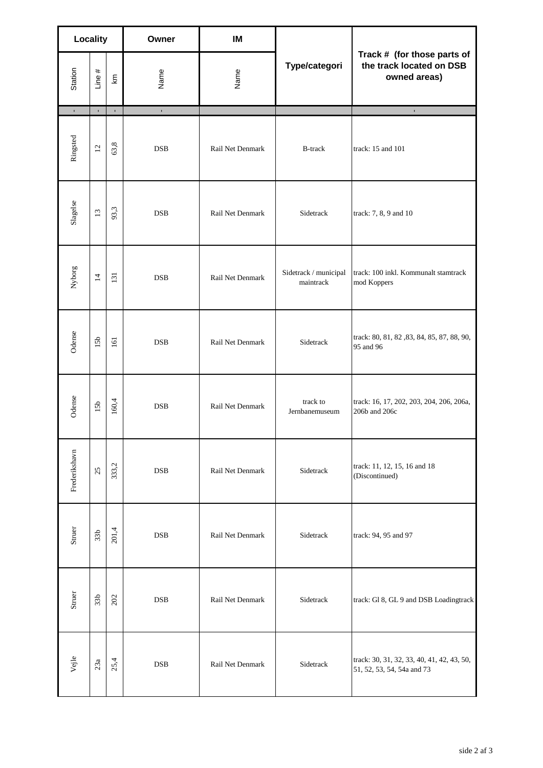| Locality | | | Owner | IM | Type/categori | Track # (for those parts of the track located on DSB owned areas) |
|---|---|---|---|---|---|---|
| Station | Line # | km | Name | Name | | |
| Ringsted | 12 | 63,8 | DSB | Rail Net Denmark | B-track | track: 15 and 101 |
| Slagelse | 13 | 93,3 | DSB | Rail Net Denmark | Sidetrack | track: 7, 8, 9 and 10 |
| Nyborg | 14 | 131 | DSB | Rail Net Denmark | Sidetrack / municipal maintrack | track: 100 inkl. Kommunalt stamtrack mod Koppers |
| Odense | 15b | 161 | DSB | Rail Net Denmark | Sidetrack | track: 80, 81, 82 ,83, 84, 85, 87, 88, 90, 95 and 96 |
| Odense | 15b | 160,4 | DSB | Rail Net Denmark | track to Jernbanemuseum | track: 16, 17, 202, 203, 204, 206, 206a, 206b and 206c |
| Frederikshavn | 25 | 333,2 | DSB | Rail Net Denmark | Sidetrack | track: 11, 12, 15, 16 and 18 (Discontinued) |
| Struer | 33b | 201,4 | DSB | Rail Net Denmark | Sidetrack | track: 94, 95 and 97 |
| Struer | 33b | 202 | DSB | Rail Net Denmark | Sidetrack | track: Gl 8, GL 9 and DSB Loadingtrack |
| Vejle | 23a | 25,4 | DSB | Rail Net Denmark | Sidetrack | track: 30, 31, 32, 33, 40, 41, 42, 43, 50, 51, 52, 53, 54, 54a and 73 |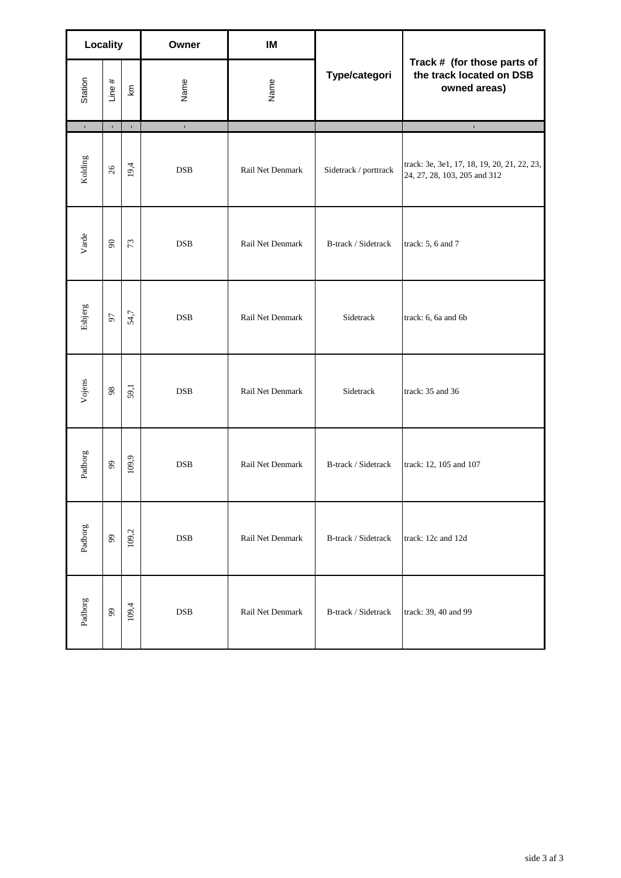| Locality | | | Owner | IM | Type/categori | Track # (for those parts of the track located on DSB owned areas) |
|---|---|---|---|---|---|---|
| Station | Line # | km | Name | Name | | |
| - | - | - | - | | | - |
| Kolding | 26 | 19,4 | DSB | Rail Net Denmark | Sidetrack / porttrack | track: 3e, 3e1, 17, 18, 19, 20, 21, 22, 23, 24, 27, 28, 103, 205 and 312 |
| Varde | 90 | 73 | DSB | Rail Net Denmark | B-track / Sidetrack | track: 5, 6 and 7 |
| Esbjerg | 97 | 54,7 | DSB | Rail Net Denmark | Sidetrack | track: 6, 6a and 6b |
| Vojens | 98 | 59,1 | DSB | Rail Net Denmark | Sidetrack | track: 35 and 36 |
| Padborg | 99 | 109,9 | DSB | Rail Net Denmark | B-track / Sidetrack | track: 12, 105 and 107 |
| Padborg | 99 | 109,2 | DSB | Rail Net Denmark | B-track / Sidetrack | track: 12c and 12d |
| Padborg | 99 | 109,4 | DSB | Rail Net Denmark | B-track / Sidetrack | track: 39, 40 and 99 |